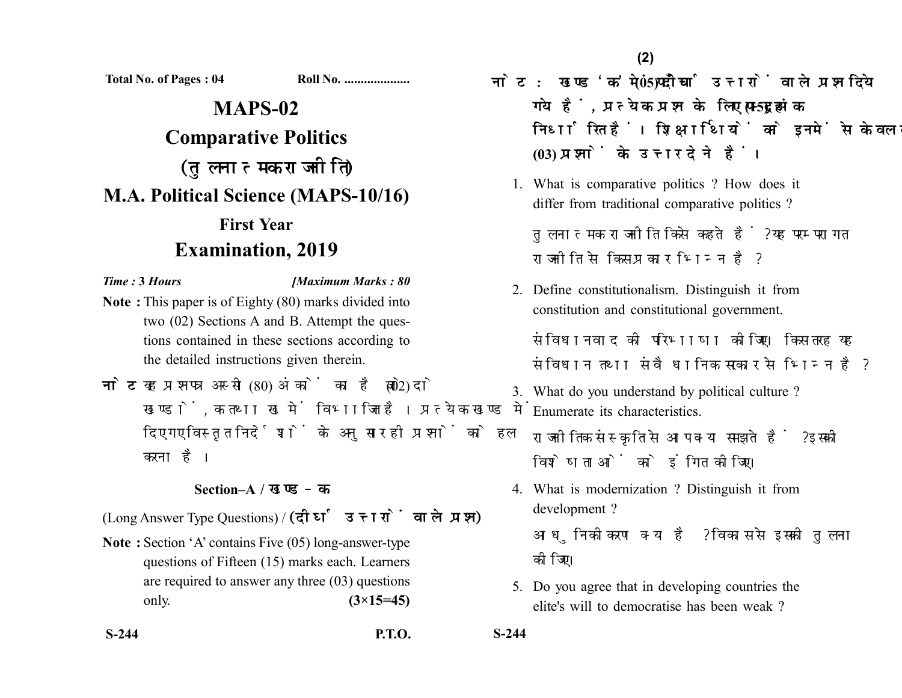Total No. of Pages : 04 Roll No. ....................

# MAPS-02

## Comparative Politics

## (तुलनात्मक राजनीति)

## M.A. Political Science (MAPS-10/16)

### First Year

## Examination, 2019

*Time* : **3 Hours** *[Maximum Marks : 80*

**Note :** This paper is of Eighty (80) marks divided into two (02) Sections A and B. Attempt the questions contained in these sections according to the detailed instructions given therein.

**नोट :** यह प्रश्नपत्र अस्सी (80) अंकों का है जो दो (02) खण्डों, क तथा ख में विभाजित है। प्रत्येक खण्ड में दिए गए विस्तृत निर्देशों के अनुसार ही प्रश्नों को हल करना है।

### Section–A / खण्ड–क

(Long Answer Type Questions) / **(दीर्घ उत्तरों वाले प्रश्न)**

**Note :** Section 'A' contains Five (05) long-answer-type questions of Fifteen (15) marks each. Learners are required to answer any three (03) questions only. **(3×15=45)**

**नोट :** खण्ड 'क' में पाँच (05) दीर्घ उत्तरों वाले प्रश्न दिये गये हैं, प्रत्येक प्रश्न के लिए पन्द्रह (15) अंक निर्धारित हैं। शिक्षार्थियों को इनमें से केवल तीन (03) प्रश्नों के उत्तर देने हैं।

1. What is comparative politics ? How does it differ from traditional comparative politics ?

   तुलनात्मक राजनीति किसे कहते हैं ? यह परम्परागत राजनीति से किस प्रकार भिन्न है ?

2. Define constitutionalism. Distinguish it from constitution and constitutional government.

   संविधानवाद की परिभाषा कीजिए। किस तरह यह संविधान तथा संवैधानिक सरकार से भिन्न है ?

3. What do you understand by political culture ? Enumerate its characteristics.

   राजनीतिक संस्कृति से आप क्या समझते हैं ? इसकी विशेषताओं को इंगित कीजिए।

4. What is modernization ? Distinguish it from development ?

   आधुनिकीकरण क्या है ? विकास से इसकी तुलना कीजिए।

5. Do you agree that in developing countries the elite's will to democratise has been weak ?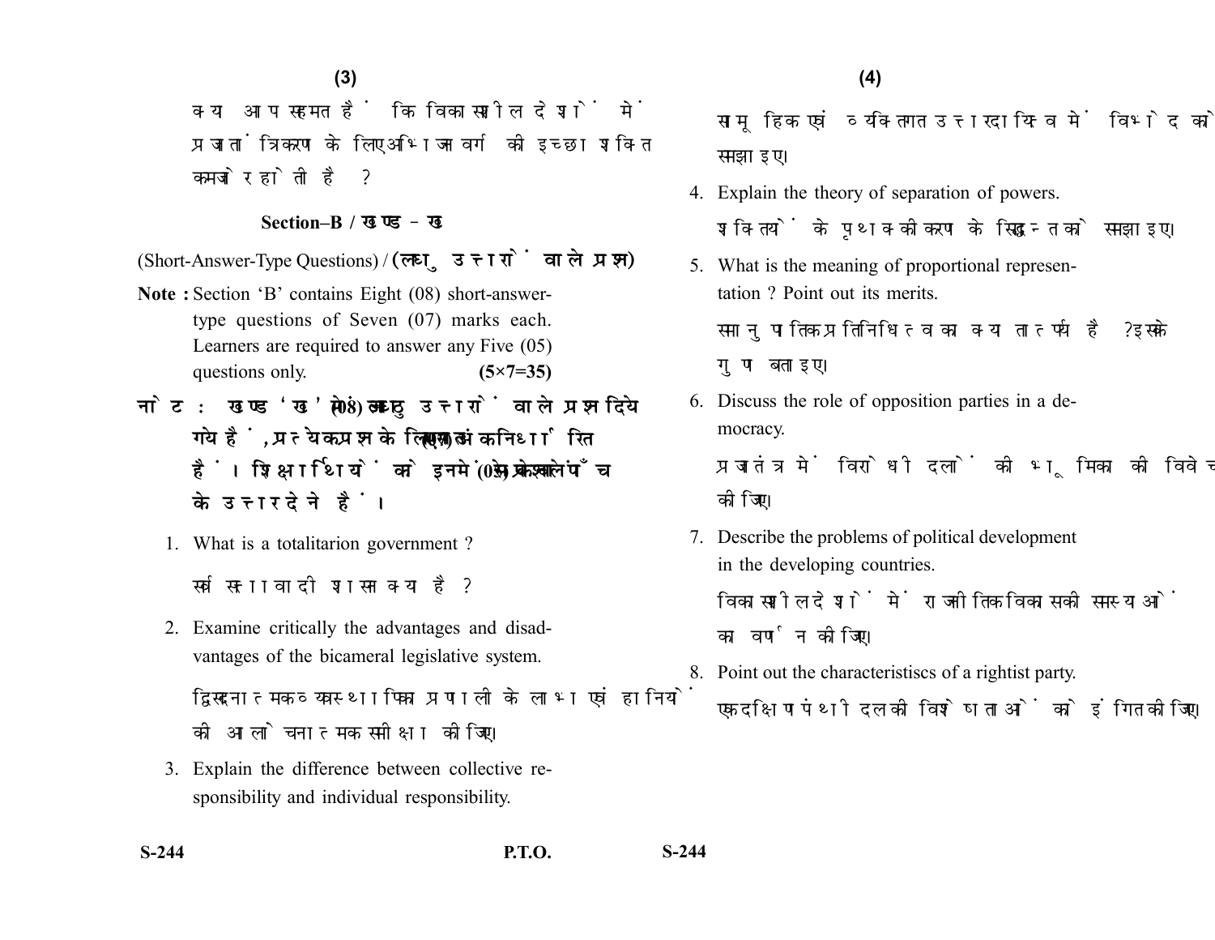क्या आप सहमत हैं कि विकासशील देशों में प्रजातांत्रिकरण के लिए अभिजात वर्ग की इच्छा शक्ति कमजोर होती है ?

## Section–B / खण्ड – ख

(Short-Answer-Type Questions) / **(लघु उत्तरों वाले प्रश्न)**

**Note :** Section 'B' contains Eight (08) short-answer-type questions of Seven (07) marks each. Learners are required to answer any Five (05) questions only. **(5×7=35)**

**नोट :** खण्ड 'ख' में आठ (08) लघु उत्तरों वाले प्रश्न दिये गये हैं, प्रत्येक प्रश्न के लिए सात (07) अंक निर्धारित हैं। शिक्षार्थियों को इनमें से केवल पाँच (05) प्रश्नों के उत्तर देने हैं।

1. What is a totalitarian government ?

   सर्वसत्तावादी शासन क्या है ?

2. Examine critically the advantages and disadvantages of the bicameral legislative system.

   द्विसदनात्मक व्यवस्थापिका प्रणाली के लाभ एवं हानियों की आलोचनात्मक समीक्षा कीजिए।

3. Explain the difference between collective responsibility and individual responsibility.

   सामूहिक एवं व्यक्तिगत उत्तरदायित्व में विभेद को समझाइए।

4. Explain the theory of separation of powers.

   शक्तियों के पृथक्करण के सिद्धान्त को समझाइए।

5. What is the meaning of proportional representation ? Point out its merits.

   समानुपातिक प्रतिनिधित्व का क्या तात्पर्य है ? इसके गुण बताइए।

6. Discuss the role of opposition parties in a democracy.

   प्रजातंत्र में विरोधी दलों की भूमिका की विवेचना कीजिए।

7. Describe the problems of political development in the developing countries.

   विकासशील देशों में राजनीतिक विकास की समस्याओं का वर्णन कीजिए।

8. Point out the characteristiscs of a rightist party.

   एक दक्षिणपंथी दल की विशेषताओं को इंगित कीजिए।